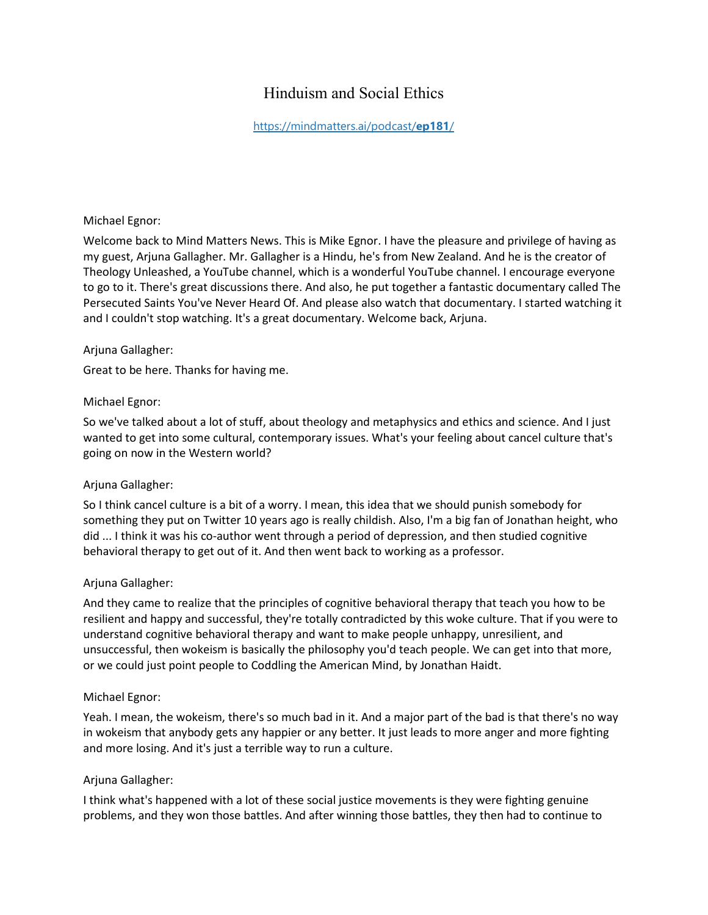# Hinduism and Social Ethics

[https://mindmatters.ai/podcast/**ep181**/](https://mindmatters.ai/podcast/ep181/)

Michael Egnor:

Welcome back to Mind Matters News. This is Mike Egnor. I have the pleasure and privilege of having as my guest, Arjuna Gallagher. Mr. Gallagher is a Hindu, he's from New Zealand. And he is the creator of Theology Unleashed, a YouTube channel, which is a wonderful YouTube channel. I encourage everyone to go to it. There's great discussions there. And also, he put together a fantastic documentary called The Persecuted Saints You've Never Heard Of. And please also watch that documentary. I started watching it and I couldn't stop watching. It's a great documentary. Welcome back, Arjuna.

Arjuna Gallagher:

Great to be here. Thanks for having me.

Michael Egnor:

So we've talked about a lot of stuff, about theology and metaphysics and ethics and science. And I just wanted to get into some cultural, contemporary issues. What's your feeling about cancel culture that's going on now in the Western world?

Arjuna Gallagher:

So I think cancel culture is a bit of a worry. I mean, this idea that we should punish somebody for something they put on Twitter 10 years ago is really childish. Also, I'm a big fan of Jonathan height, who did ... I think it was his co-author went through a period of depression, and then studied cognitive behavioral therapy to get out of it. And then went back to working as a professor.

Arjuna Gallagher:

And they came to realize that the principles of cognitive behavioral therapy that teach you how to be resilient and happy and successful, they're totally contradicted by this woke culture. That if you were to understand cognitive behavioral therapy and want to make people unhappy, unresilient, and unsuccessful, then wokeism is basically the philosophy you'd teach people. We can get into that more, or we could just point people to Coddling the American Mind, by Jonathan Haidt.

Michael Egnor:

Yeah. I mean, the wokeism, there's so much bad in it. And a major part of the bad is that there's no way in wokeism that anybody gets any happier or any better. It just leads to more anger and more fighting and more losing. And it's just a terrible way to run a culture.

Arjuna Gallagher:

I think what's happened with a lot of these social justice movements is they were fighting genuine problems, and they won those battles. And after winning those battles, they then had to continue to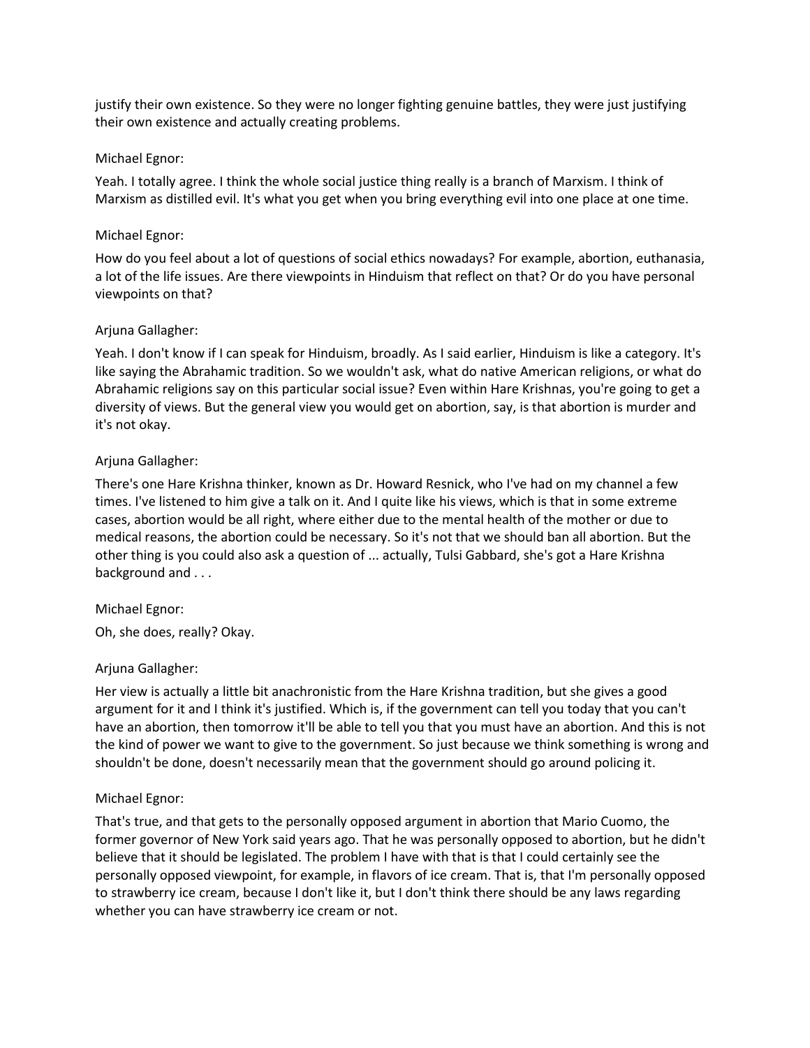justify their own existence. So they were no longer fighting genuine battles, they were just justifying their own existence and actually creating problems.

Michael Egnor:

Yeah. I totally agree. I think the whole social justice thing really is a branch of Marxism. I think of Marxism as distilled evil. It's what you get when you bring everything evil into one place at one time.

Michael Egnor:

How do you feel about a lot of questions of social ethics nowadays? For example, abortion, euthanasia, a lot of the life issues. Are there viewpoints in Hinduism that reflect on that? Or do you have personal viewpoints on that?

Arjuna Gallagher:

Yeah. I don't know if I can speak for Hinduism, broadly. As I said earlier, Hinduism is like a category. It's like saying the Abrahamic tradition. So we wouldn't ask, what do native American religions, or what do Abrahamic religions say on this particular social issue? Even within Hare Krishnas, you're going to get a diversity of views. But the general view you would get on abortion, say, is that abortion is murder and it's not okay.

Arjuna Gallagher:

There's one Hare Krishna thinker, known as Dr. Howard Resnick, who I've had on my channel a few times. I've listened to him give a talk on it. And I quite like his views, which is that in some extreme cases, abortion would be all right, where either due to the mental health of the mother or due to medical reasons, the abortion could be necessary. So it's not that we should ban all abortion. But the other thing is you could also ask a question of ... actually, Tulsi Gabbard, she's got a Hare Krishna background and . . .

Michael Egnor:

Oh, she does, really? Okay.

Arjuna Gallagher:

Her view is actually a little bit anachronistic from the Hare Krishna tradition, but she gives a good argument for it and I think it's justified. Which is, if the government can tell you today that you can't have an abortion, then tomorrow it'll be able to tell you that you must have an abortion. And this is not the kind of power we want to give to the government. So just because we think something is wrong and shouldn't be done, doesn't necessarily mean that the government should go around policing it.

Michael Egnor:

That's true, and that gets to the personally opposed argument in abortion that Mario Cuomo, the former governor of New York said years ago. That he was personally opposed to abortion, but he didn't believe that it should be legislated. The problem I have with that is that I could certainly see the personally opposed viewpoint, for example, in flavors of ice cream. That is, that I'm personally opposed to strawberry ice cream, because I don't like it, but I don't think there should be any laws regarding whether you can have strawberry ice cream or not.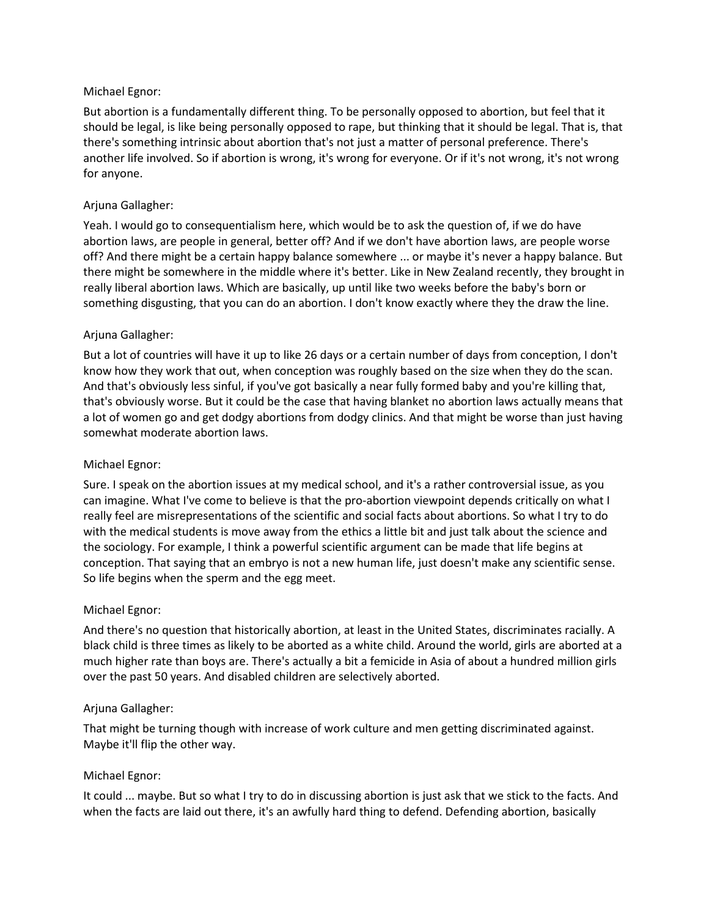Michael Egnor:

But abortion is a fundamentally different thing. To be personally opposed to abortion, but feel that it should be legal, is like being personally opposed to rape, but thinking that it should be legal. That is, that there's something intrinsic about abortion that's not just a matter of personal preference. There's another life involved. So if abortion is wrong, it's wrong for everyone. Or if it's not wrong, it's not wrong for anyone.

Arjuna Gallagher:

Yeah. I would go to consequentialism here, which would be to ask the question of, if we do have abortion laws, are people in general, better off? And if we don't have abortion laws, are people worse off? And there might be a certain happy balance somewhere ... or maybe it's never a happy balance. But there might be somewhere in the middle where it's better. Like in New Zealand recently, they brought in really liberal abortion laws. Which are basically, up until like two weeks before the baby's born or something disgusting, that you can do an abortion. I don't know exactly where they the draw the line.

Arjuna Gallagher:

But a lot of countries will have it up to like 26 days or a certain number of days from conception, I don't know how they work that out, when conception was roughly based on the size when they do the scan. And that's obviously less sinful, if you've got basically a near fully formed baby and you're killing that, that's obviously worse. But it could be the case that having blanket no abortion laws actually means that a lot of women go and get dodgy abortions from dodgy clinics. And that might be worse than just having somewhat moderate abortion laws.

Michael Egnor:

Sure. I speak on the abortion issues at my medical school, and it's a rather controversial issue, as you can imagine. What I've come to believe is that the pro-abortion viewpoint depends critically on what I really feel are misrepresentations of the scientific and social facts about abortions. So what I try to do with the medical students is move away from the ethics a little bit and just talk about the science and the sociology. For example, I think a powerful scientific argument can be made that life begins at conception. That saying that an embryo is not a new human life, just doesn't make any scientific sense. So life begins when the sperm and the egg meet.

Michael Egnor:

And there's no question that historically abortion, at least in the United States, discriminates racially. A black child is three times as likely to be aborted as a white child. Around the world, girls are aborted at a much higher rate than boys are. There's actually a bit a femicide in Asia of about a hundred million girls over the past 50 years. And disabled children are selectively aborted.

Arjuna Gallagher:

That might be turning though with increase of work culture and men getting discriminated against. Maybe it'll flip the other way.

Michael Egnor:

It could ... maybe. But so what I try to do in discussing abortion is just ask that we stick to the facts. And when the facts are laid out there, it's an awfully hard thing to defend. Defending abortion, basically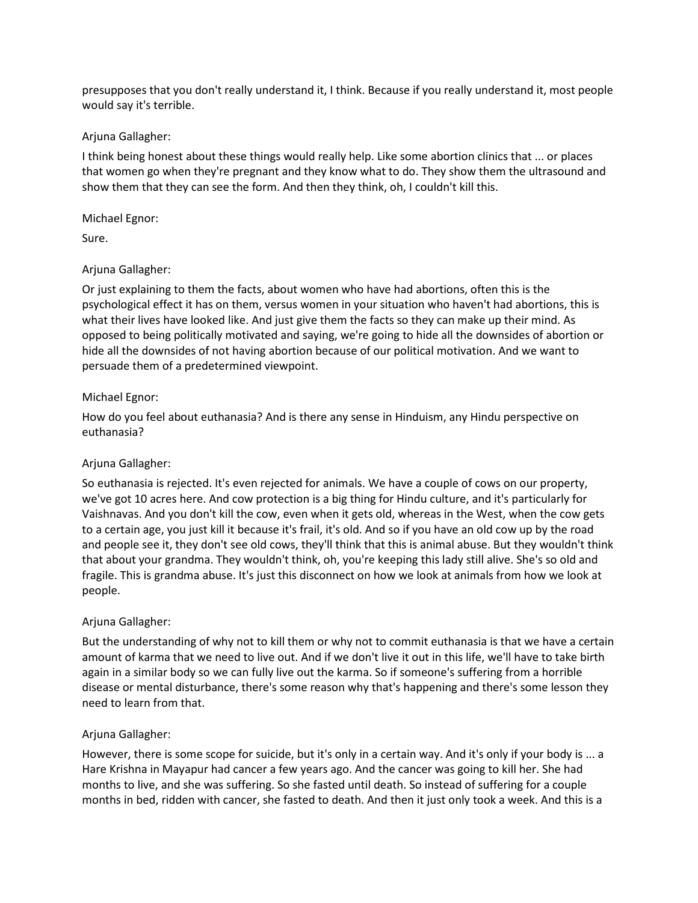presupposes that you don't really understand it, I think. Because if you really understand it, most people would say it's terrible.

Arjuna Gallagher:

I think being honest about these things would really help. Like some abortion clinics that ... or places that women go when they're pregnant and they know what to do. They show them the ultrasound and show them that they can see the form. And then they think, oh, I couldn't kill this.

Michael Egnor:

Sure.

Arjuna Gallagher:

Or just explaining to them the facts, about women who have had abortions, often this is the psychological effect it has on them, versus women in your situation who haven't had abortions, this is what their lives have looked like. And just give them the facts so they can make up their mind. As opposed to being politically motivated and saying, we're going to hide all the downsides of abortion or hide all the downsides of not having abortion because of our political motivation. And we want to persuade them of a predetermined viewpoint.

Michael Egnor:

How do you feel about euthanasia? And is there any sense in Hinduism, any Hindu perspective on euthanasia?

Arjuna Gallagher:

So euthanasia is rejected. It's even rejected for animals. We have a couple of cows on our property, we've got 10 acres here. And cow protection is a big thing for Hindu culture, and it's particularly for Vaishnavas. And you don't kill the cow, even when it gets old, whereas in the West, when the cow gets to a certain age, you just kill it because it's frail, it's old. And so if you have an old cow up by the road and people see it, they don't see old cows, they'll think that this is animal abuse. But they wouldn't think that about your grandma. They wouldn't think, oh, you're keeping this lady still alive. She's so old and fragile. This is grandma abuse. It's just this disconnect on how we look at animals from how we look at people.

Arjuna Gallagher:

But the understanding of why not to kill them or why not to commit euthanasia is that we have a certain amount of karma that we need to live out. And if we don't live it out in this life, we'll have to take birth again in a similar body so we can fully live out the karma. So if someone's suffering from a horrible disease or mental disturbance, there's some reason why that's happening and there's some lesson they need to learn from that.

Arjuna Gallagher:

However, there is some scope for suicide, but it's only in a certain way. And it's only if your body is ... a Hare Krishna in Mayapur had cancer a few years ago. And the cancer was going to kill her. She had months to live, and she was suffering. So she fasted until death. So instead of suffering for a couple months in bed, ridden with cancer, she fasted to death. And then it just only took a week. And this is a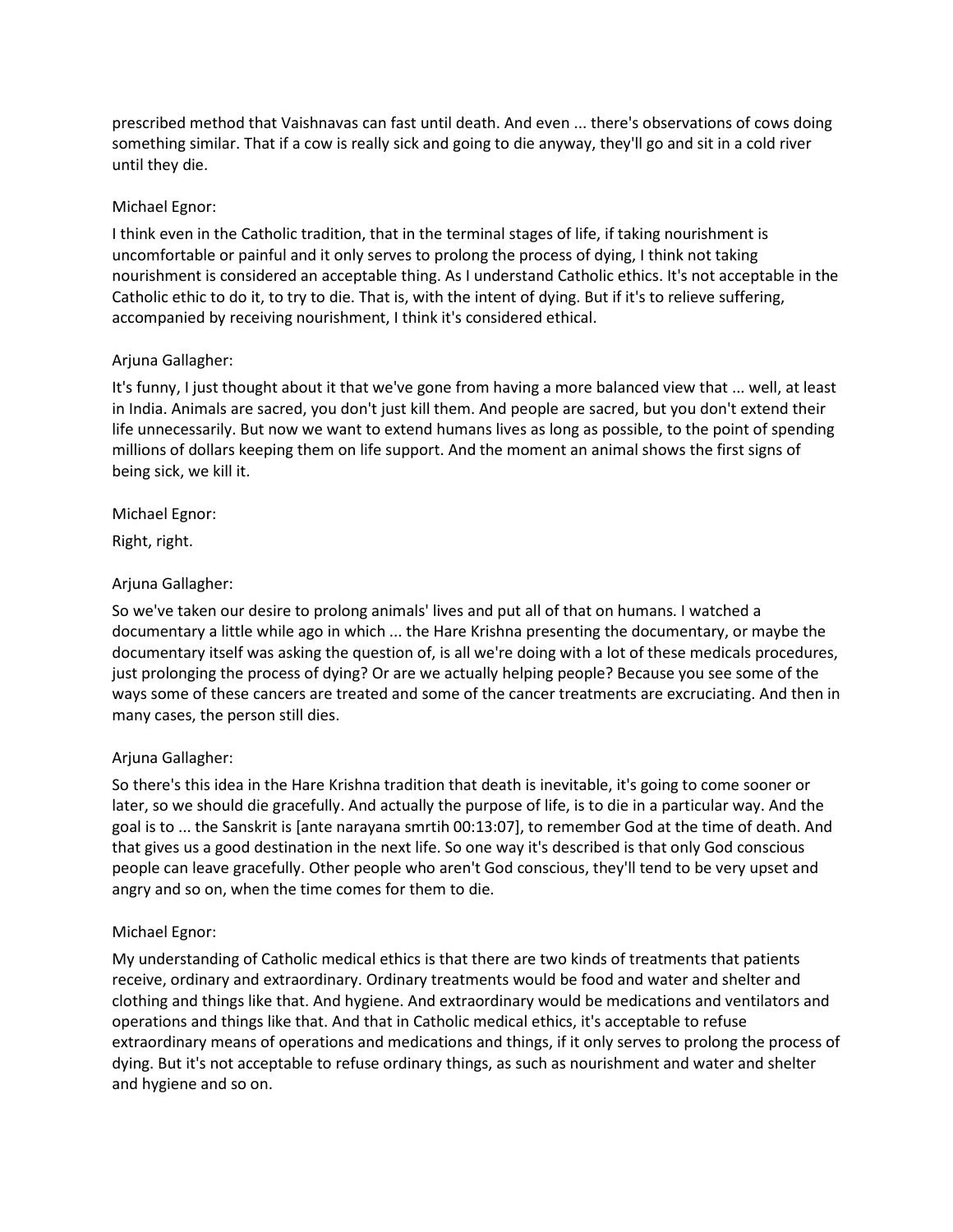prescribed method that Vaishnavas can fast until death. And even ... there's observations of cows doing something similar. That if a cow is really sick and going to die anyway, they'll go and sit in a cold river until they die.

Michael Egnor:

I think even in the Catholic tradition, that in the terminal stages of life, if taking nourishment is uncomfortable or painful and it only serves to prolong the process of dying, I think not taking nourishment is considered an acceptable thing. As I understand Catholic ethics. It's not acceptable in the Catholic ethic to do it, to try to die. That is, with the intent of dying. But if it's to relieve suffering, accompanied by receiving nourishment, I think it's considered ethical.

Arjuna Gallagher:

It's funny, I just thought about it that we've gone from having a more balanced view that ... well, at least in India. Animals are sacred, you don't just kill them. And people are sacred, but you don't extend their life unnecessarily. But now we want to extend humans lives as long as possible, to the point of spending millions of dollars keeping them on life support. And the moment an animal shows the first signs of being sick, we kill it.

Michael Egnor:

Right, right.

Arjuna Gallagher:

So we've taken our desire to prolong animals' lives and put all of that on humans. I watched a documentary a little while ago in which ... the Hare Krishna presenting the documentary, or maybe the documentary itself was asking the question of, is all we're doing with a lot of these medicals procedures, just prolonging the process of dying? Or are we actually helping people? Because you see some of the ways some of these cancers are treated and some of the cancer treatments are excruciating. And then in many cases, the person still dies.

Arjuna Gallagher:

So there's this idea in the Hare Krishna tradition that death is inevitable, it's going to come sooner or later, so we should die gracefully. And actually the purpose of life, is to die in a particular way. And the goal is to ... the Sanskrit is [ante narayana smrtih 00:13:07], to remember God at the time of death. And that gives us a good destination in the next life. So one way it's described is that only God conscious people can leave gracefully. Other people who aren't God conscious, they'll tend to be very upset and angry and so on, when the time comes for them to die.

Michael Egnor:

My understanding of Catholic medical ethics is that there are two kinds of treatments that patients receive, ordinary and extraordinary. Ordinary treatments would be food and water and shelter and clothing and things like that. And hygiene. And extraordinary would be medications and ventilators and operations and things like that. And that in Catholic medical ethics, it's acceptable to refuse extraordinary means of operations and medications and things, if it only serves to prolong the process of dying. But it's not acceptable to refuse ordinary things, as such as nourishment and water and shelter and hygiene and so on.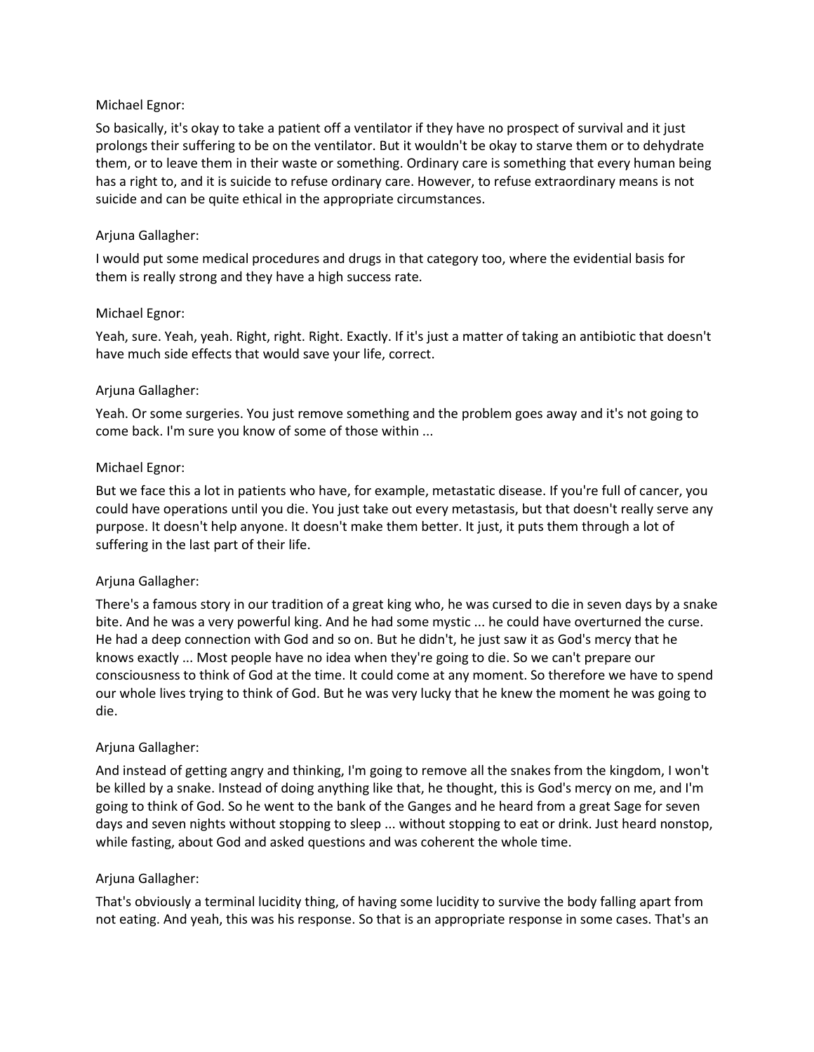Michael Egnor:

So basically, it's okay to take a patient off a ventilator if they have no prospect of survival and it just prolongs their suffering to be on the ventilator. But it wouldn't be okay to starve them or to dehydrate them, or to leave them in their waste or something. Ordinary care is something that every human being has a right to, and it is suicide to refuse ordinary care. However, to refuse extraordinary means is not suicide and can be quite ethical in the appropriate circumstances.

Arjuna Gallagher:

I would put some medical procedures and drugs in that category too, where the evidential basis for them is really strong and they have a high success rate.

Michael Egnor:

Yeah, sure. Yeah, yeah. Right, right. Right. Exactly. If it's just a matter of taking an antibiotic that doesn't have much side effects that would save your life, correct.

Arjuna Gallagher:

Yeah. Or some surgeries. You just remove something and the problem goes away and it's not going to come back. I'm sure you know of some of those within ...

Michael Egnor:

But we face this a lot in patients who have, for example, metastatic disease. If you're full of cancer, you could have operations until you die. You just take out every metastasis, but that doesn't really serve any purpose. It doesn't help anyone. It doesn't make them better. It just, it puts them through a lot of suffering in the last part of their life.

Arjuna Gallagher:

There's a famous story in our tradition of a great king who, he was cursed to die in seven days by a snake bite. And he was a very powerful king. And he had some mystic ... he could have overturned the curse. He had a deep connection with God and so on. But he didn't, he just saw it as God's mercy that he knows exactly ... Most people have no idea when they're going to die. So we can't prepare our consciousness to think of God at the time. It could come at any moment. So therefore we have to spend our whole lives trying to think of God. But he was very lucky that he knew the moment he was going to die.

Arjuna Gallagher:

And instead of getting angry and thinking, I'm going to remove all the snakes from the kingdom, I won't be killed by a snake. Instead of doing anything like that, he thought, this is God's mercy on me, and I'm going to think of God. So he went to the bank of the Ganges and he heard from a great Sage for seven days and seven nights without stopping to sleep ... without stopping to eat or drink. Just heard nonstop, while fasting, about God and asked questions and was coherent the whole time.

Arjuna Gallagher:

That's obviously a terminal lucidity thing, of having some lucidity to survive the body falling apart from not eating. And yeah, this was his response. So that is an appropriate response in some cases. That's an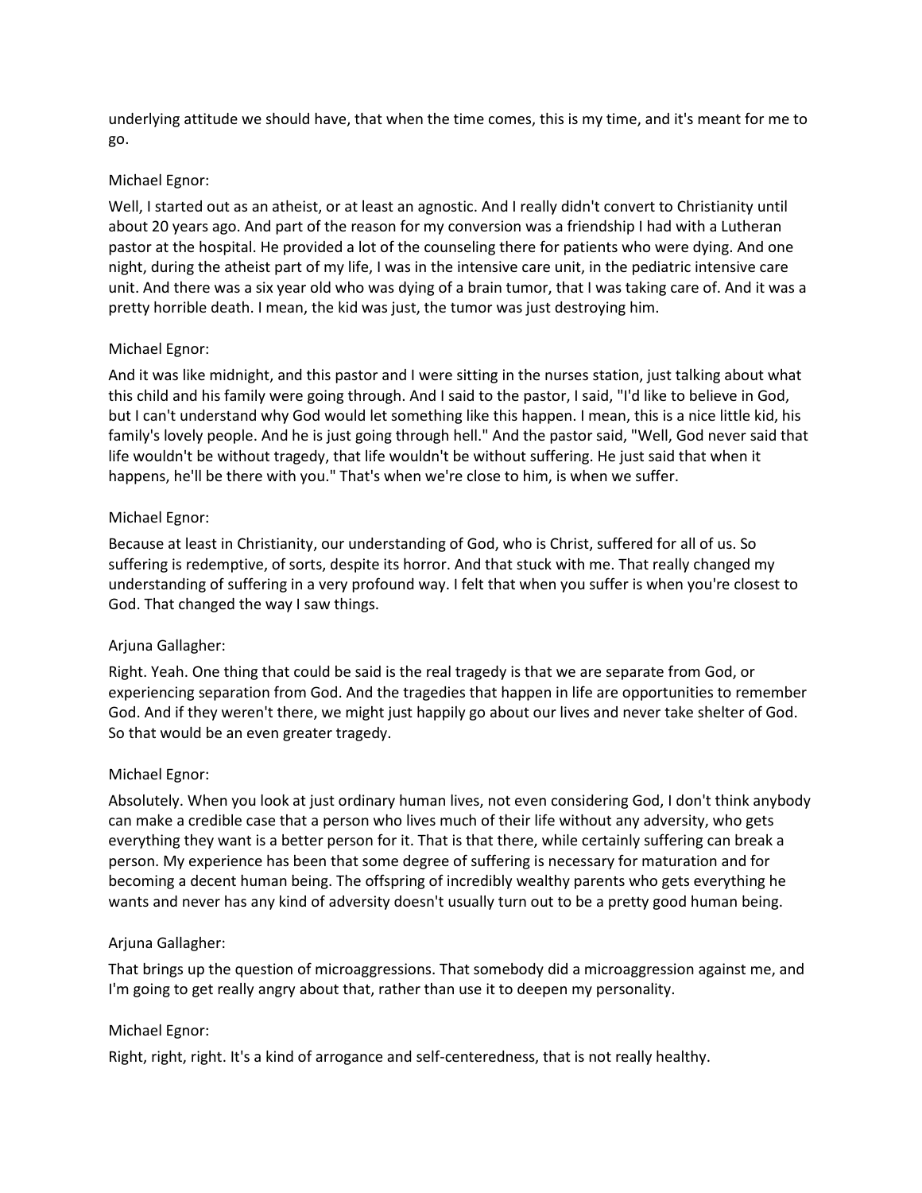underlying attitude we should have, that when the time comes, this is my time, and it's meant for me to go.

Michael Egnor:

Well, I started out as an atheist, or at least an agnostic. And I really didn't convert to Christianity until about 20 years ago. And part of the reason for my conversion was a friendship I had with a Lutheran pastor at the hospital. He provided a lot of the counseling there for patients who were dying. And one night, during the atheist part of my life, I was in the intensive care unit, in the pediatric intensive care unit. And there was a six year old who was dying of a brain tumor, that I was taking care of. And it was a pretty horrible death. I mean, the kid was just, the tumor was just destroying him.

Michael Egnor:

And it was like midnight, and this pastor and I were sitting in the nurses station, just talking about what this child and his family were going through. And I said to the pastor, I said, "I'd like to believe in God, but I can't understand why God would let something like this happen. I mean, this is a nice little kid, his family's lovely people. And he is just going through hell." And the pastor said, "Well, God never said that life wouldn't be without tragedy, that life wouldn't be without suffering. He just said that when it happens, he'll be there with you." That's when we're close to him, is when we suffer.

Michael Egnor:

Because at least in Christianity, our understanding of God, who is Christ, suffered for all of us. So suffering is redemptive, of sorts, despite its horror. And that stuck with me. That really changed my understanding of suffering in a very profound way. I felt that when you suffer is when you're closest to God. That changed the way I saw things.

Arjuna Gallagher:

Right. Yeah. One thing that could be said is the real tragedy is that we are separate from God, or experiencing separation from God. And the tragedies that happen in life are opportunities to remember God. And if they weren't there, we might just happily go about our lives and never take shelter of God. So that would be an even greater tragedy.

Michael Egnor:

Absolutely. When you look at just ordinary human lives, not even considering God, I don't think anybody can make a credible case that a person who lives much of their life without any adversity, who gets everything they want is a better person for it. That is that there, while certainly suffering can break a person. My experience has been that some degree of suffering is necessary for maturation and for becoming a decent human being. The offspring of incredibly wealthy parents who gets everything he wants and never has any kind of adversity doesn't usually turn out to be a pretty good human being.

Arjuna Gallagher:

That brings up the question of microaggressions. That somebody did a microaggression against me, and I'm going to get really angry about that, rather than use it to deepen my personality.

Michael Egnor:

Right, right, right. It's a kind of arrogance and self-centeredness, that is not really healthy.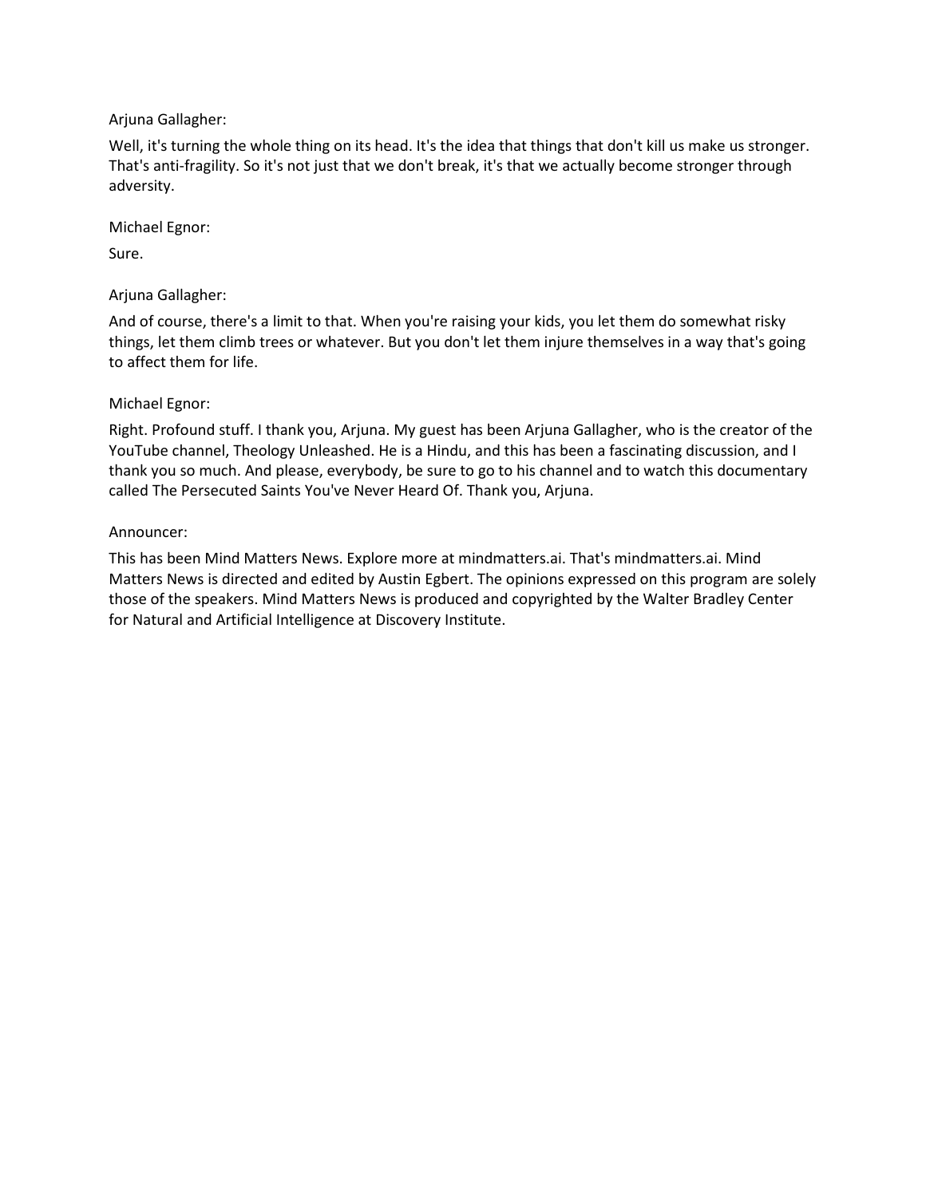Arjuna Gallagher:

Well, it's turning the whole thing on its head. It's the idea that things that don't kill us make us stronger. That's anti-fragility. So it's not just that we don't break, it's that we actually become stronger through adversity.

Michael Egnor:

Sure.

Arjuna Gallagher:

And of course, there's a limit to that. When you're raising your kids, you let them do somewhat risky things, let them climb trees or whatever. But you don't let them injure themselves in a way that's going to affect them for life.

Michael Egnor:

Right. Profound stuff. I thank you, Arjuna. My guest has been Arjuna Gallagher, who is the creator of the YouTube channel, Theology Unleashed. He is a Hindu, and this has been a fascinating discussion, and I thank you so much. And please, everybody, be sure to go to his channel and to watch this documentary called The Persecuted Saints You've Never Heard Of. Thank you, Arjuna.

Announcer:

This has been Mind Matters News. Explore more at mindmatters.ai. That's mindmatters.ai. Mind Matters News is directed and edited by Austin Egbert. The opinions expressed on this program are solely those of the speakers. Mind Matters News is produced and copyrighted by the Walter Bradley Center for Natural and Artificial Intelligence at Discovery Institute.